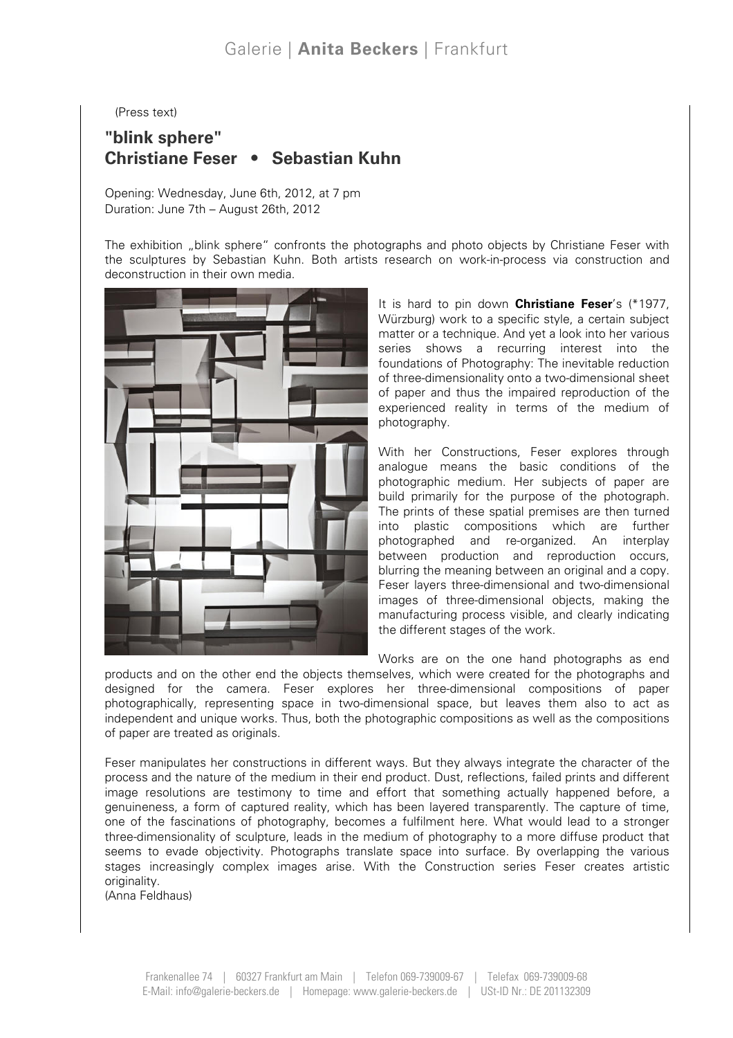(Press text)

## "blink sphere"
## Christiane Feser • Sebastian Kuhn

Opening: Wednesday, June 6th, 2012, at 7 pm
Duration: June 7th – August 26th, 2012

The exhibition „blink sphere" confronts the photographs and photo objects by Christiane Feser with the sculptures by Sebastian Kuhn. Both artists research on work-in-process via construction and deconstruction in their own media.

It is hard to pin down **Christiane Feser**'s (*1977, Würzburg) work to a specific style, a certain subject matter or a technique. And yet a look into her various series shows a recurring interest into the foundations of Photography: The inevitable reduction of three-dimensionality onto a two-dimensional sheet of paper and thus the impaired reproduction of the experienced reality in terms of the medium of photography.

With her Constructions, Feser explores through analogue means the basic conditions of the photographic medium. Her subjects of paper are build primarily for the purpose of the photograph. The prints of these spatial premises are then turned into plastic compositions which are further photographed and re-organized. An interplay between production and reproduction occurs, blurring the meaning between an original and a copy. Feser layers three-dimensional and two-dimensional images of three-dimensional objects, making the manufacturing process visible, and clearly indicating the different stages of the work.

Works are on the one hand photographs as end products and on the other end the objects themselves, which were created for the photographs and designed for the camera. Feser explores her three-dimensional compositions of paper photographically, representing space in two-dimensional space, but leaves them also to act as independent and unique works. Thus, both the photographic compositions as well as the compositions of paper are treated as originals.

Feser manipulates her constructions in different ways. But they always integrate the character of the process and the nature of the medium in their end product. Dust, reflections, failed prints and different image resolutions are testimony to time and effort that something actually happened before, a genuineness, a form of captured reality, which has been layered transparently. The capture of time, one of the fascinations of photography, becomes a fulfilment here. What would lead to a stronger three-dimensionality of sculpture, leads in the medium of photography to a more diffuse product that seems to evade objectivity. Photographs translate space into surface. By overlapping the various stages increasingly complex images arise. With the Construction series Feser creates artistic originality.
(Anna Feldhaus)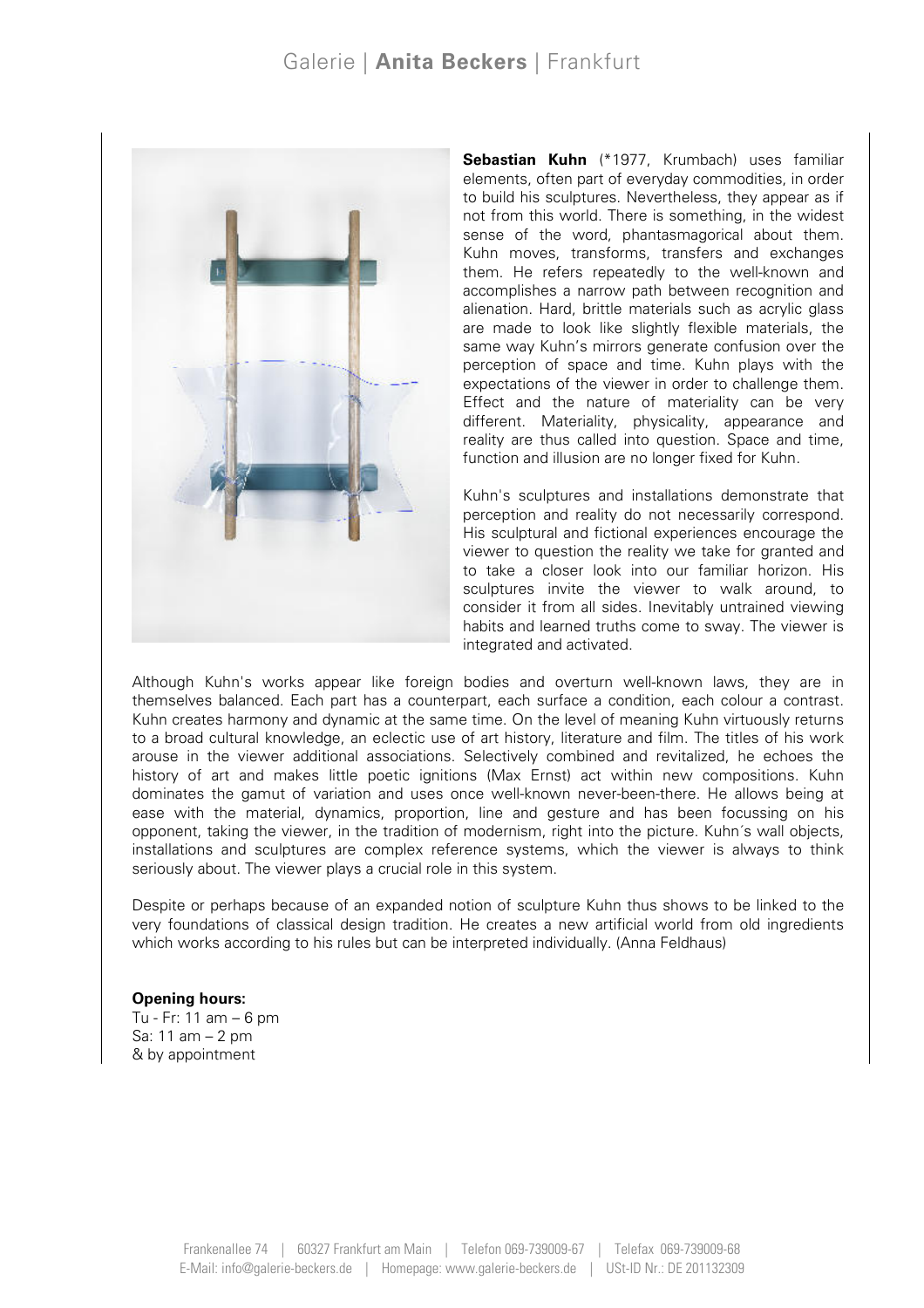**Sebastian Kuhn** (*1977, Krumbach) uses familiar elements, often part of everyday commodities, in order to build his sculptures. Nevertheless, they appear as if not from this world. There is something, in the widest sense of the word, phantasmagorical about them. Kuhn moves, transforms, transfers and exchanges them. He refers repeatedly to the well-known and accomplishes a narrow path between recognition and alienation. Hard, brittle materials such as acrylic glass are made to look like slightly flexible materials, the same way Kuhn's mirrors generate confusion over the perception of space and time. Kuhn plays with the expectations of the viewer in order to challenge them. Effect and the nature of materiality can be very different. Materiality, physicality, appearance and reality are thus called into question. Space and time, function and illusion are no longer fixed for Kuhn.

Kuhn's sculptures and installations demonstrate that perception and reality do not necessarily correspond. His sculptural and fictional experiences encourage the viewer to question the reality we take for granted and to take a closer look into our familiar horizon. His sculptures invite the viewer to walk around, to consider it from all sides. Inevitably untrained viewing habits and learned truths come to sway. The viewer is integrated and activated.

Although Kuhn's works appear like foreign bodies and overturn well-known laws, they are in themselves balanced. Each part has a counterpart, each surface a condition, each colour a contrast. Kuhn creates harmony and dynamic at the same time. On the level of meaning Kuhn virtuously returns to a broad cultural knowledge, an eclectic use of art history, literature and film. The titles of his work arouse in the viewer additional associations. Selectively combined and revitalized, he echoes the history of art and makes little poetic ignitions (Max Ernst) act within new compositions. Kuhn dominates the gamut of variation and uses once well-known never-been-there. He allows being at ease with the material, dynamics, proportion, line and gesture and has been focussing on his opponent, taking the viewer, in the tradition of modernism, right into the picture. Kuhn´s wall objects, installations and sculptures are complex reference systems, which the viewer is always to think seriously about. The viewer plays a crucial role in this system.

Despite or perhaps because of an expanded notion of sculpture Kuhn thus shows to be linked to the very foundations of classical design tradition. He creates a new artificial world from old ingredients which works according to his rules but can be interpreted individually. (Anna Feldhaus)

**Opening hours:**
Tu - Fr: 11 am – 6 pm
Sa: 11 am – 2 pm
& by appointment